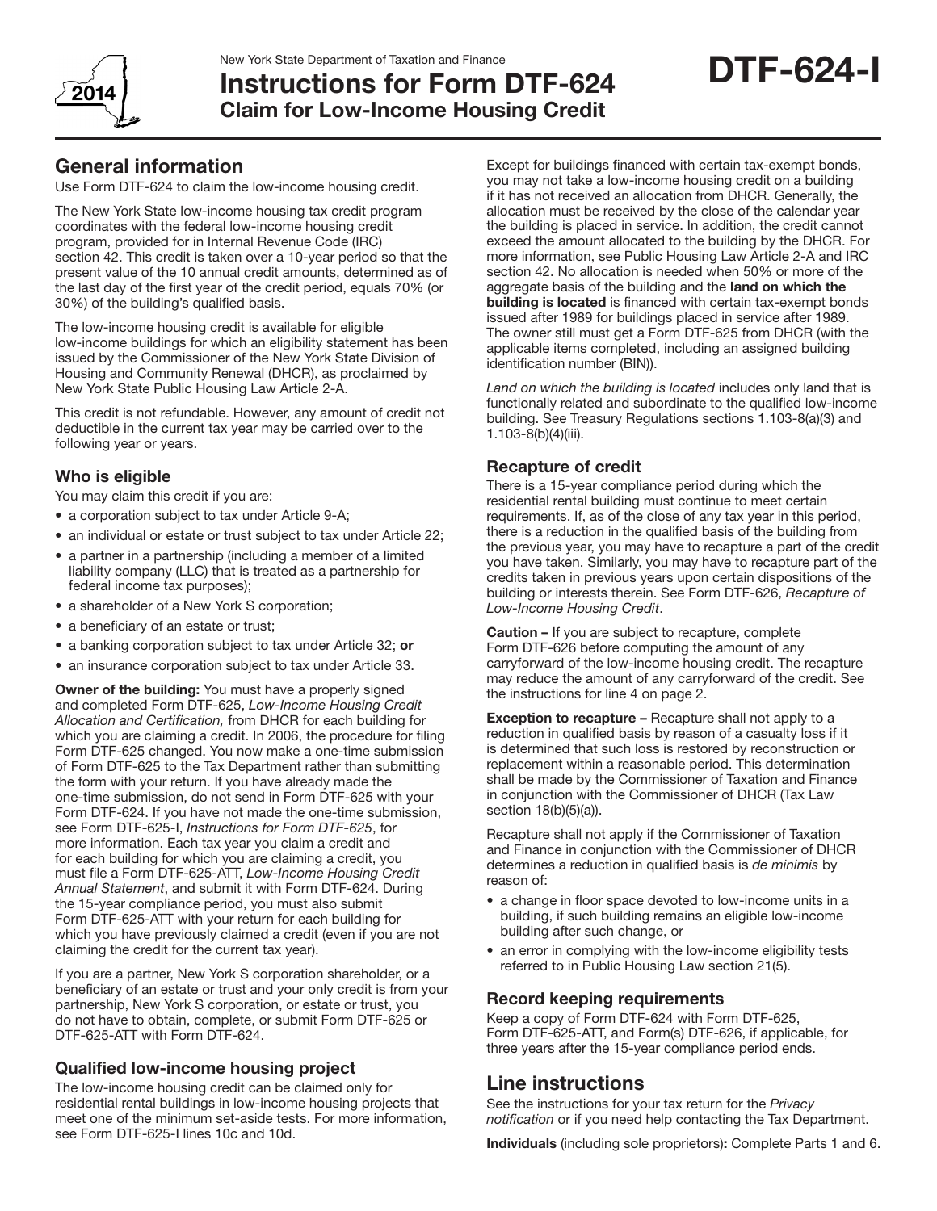New York State Department of Taxation and Finance

# Instructions for Form DTF-624
## Claim for Low-Income Housing Credit

**DTF-624-I**

2014

## General information

Use Form DTF-624 to claim the low-income housing credit.

The New York State low-income housing tax credit program coordinates with the federal low-income housing credit program, provided for in Internal Revenue Code (IRC) section 42. This credit is taken over a 10-year period so that the present value of the 10 annual credit amounts, determined as of the last day of the first year of the credit period, equals 70% (or 30%) of the building's qualified basis.

The low-income housing credit is available for eligible low-income buildings for which an eligibility statement has been issued by the Commissioner of the New York State Division of Housing and Community Renewal (DHCR), as proclaimed by New York State Public Housing Law Article 2-A.

This credit is not refundable. However, any amount of credit not deductible in the current tax year may be carried over to the following year or years.

### Who is eligible

You may claim this credit if you are:

- a corporation subject to tax under Article 9-A;
- an individual or estate or trust subject to tax under Article 22;
- a partner in a partnership (including a member of a limited liability company (LLC) that is treated as a partnership for federal income tax purposes);
- a shareholder of a New York S corporation;
- a beneficiary of an estate or trust;
- a banking corporation subject to tax under Article 32; **or**
- an insurance corporation subject to tax under Article 33.

**Owner of the building:** You must have a properly signed and completed Form DTF-625, *Low-Income Housing Credit Allocation and Certification,* from DHCR for each building for which you are claiming a credit. In 2006, the procedure for filing Form DTF-625 changed. You now make a one-time submission of Form DTF-625 to the Tax Department rather than submitting the form with your return. If you have already made the one-time submission, do not send in Form DTF-625 with your Form DTF-624. If you have not made the one-time submission, see Form DTF-625-I, *Instructions for Form DTF-625*, for more information. Each tax year you claim a credit and for each building for which you are claiming a credit, you must file a Form DTF-625-ATT, *Low-Income Housing Credit Annual Statement*, and submit it with Form DTF-624. During the 15-year compliance period, you must also submit Form DTF-625-ATT with your return for each building for which you have previously claimed a credit (even if you are not claiming the credit for the current tax year).

If you are a partner, New York S corporation shareholder, or a beneficiary of an estate or trust and your only credit is from your partnership, New York S corporation, or estate or trust, you do not have to obtain, complete, or submit Form DTF-625 or DTF-625-ATT with Form DTF-624.

### Qualified low-income housing project

The low-income housing credit can be claimed only for residential rental buildings in low-income housing projects that meet one of the minimum set-aside tests. For more information, see Form DTF-625-I lines 10c and 10d.

Except for buildings financed with certain tax-exempt bonds, you may not take a low-income housing credit on a building if it has not received an allocation from DHCR. Generally, the allocation must be received by the close of the calendar year the building is placed in service. In addition, the credit cannot exceed the amount allocated to the building by the DHCR. For more information, see Public Housing Law Article 2-A and IRC section 42. No allocation is needed when 50% or more of the aggregate basis of the building and the **land on which the building is located** is financed with certain tax-exempt bonds issued after 1989 for buildings placed in service after 1989. The owner still must get a Form DTF-625 from DHCR (with the applicable items completed, including an assigned building identification number (BIN)).

*Land on which the building is located* includes only land that is functionally related and subordinate to the qualified low-income building. See Treasury Regulations sections 1.103-8(a)(3) and 1.103-8(b)(4)(iii).

### Recapture of credit

There is a 15-year compliance period during which the residential rental building must continue to meet certain requirements. If, as of the close of any tax year in this period, there is a reduction in the qualified basis of the building from the previous year, you may have to recapture a part of the credit you have taken. Similarly, you may have to recapture part of the credits taken in previous years upon certain dispositions of the building or interests therein. See Form DTF-626, *Recapture of Low-Income Housing Credit*.

**Caution –** If you are subject to recapture, complete Form DTF-626 before computing the amount of any carryforward of the low-income housing credit. The recapture may reduce the amount of any carryforward of the credit. See the instructions for line 4 on page 2.

**Exception to recapture –** Recapture shall not apply to a reduction in qualified basis by reason of a casualty loss if it is determined that such loss is restored by reconstruction or replacement within a reasonable period. This determination shall be made by the Commissioner of Taxation and Finance in conjunction with the Commissioner of DHCR (Tax Law section 18(b)(5)(a)).

Recapture shall not apply if the Commissioner of Taxation and Finance in conjunction with the Commissioner of DHCR determines a reduction in qualified basis is *de minimis* by reason of:

- a change in floor space devoted to low-income units in a building, if such building remains an eligible low-income building after such change, or
- an error in complying with the low-income eligibility tests referred to in Public Housing Law section 21(5).

### Record keeping requirements

Keep a copy of Form DTF-624 with Form DTF-625, Form DTF-625-ATT, and Form(s) DTF-626, if applicable, for three years after the 15-year compliance period ends.

## Line instructions

See the instructions for your tax return for the *Privacy notification* or if you need help contacting the Tax Department.

**Individuals** (including sole proprietors)**:** Complete Parts 1 and 6.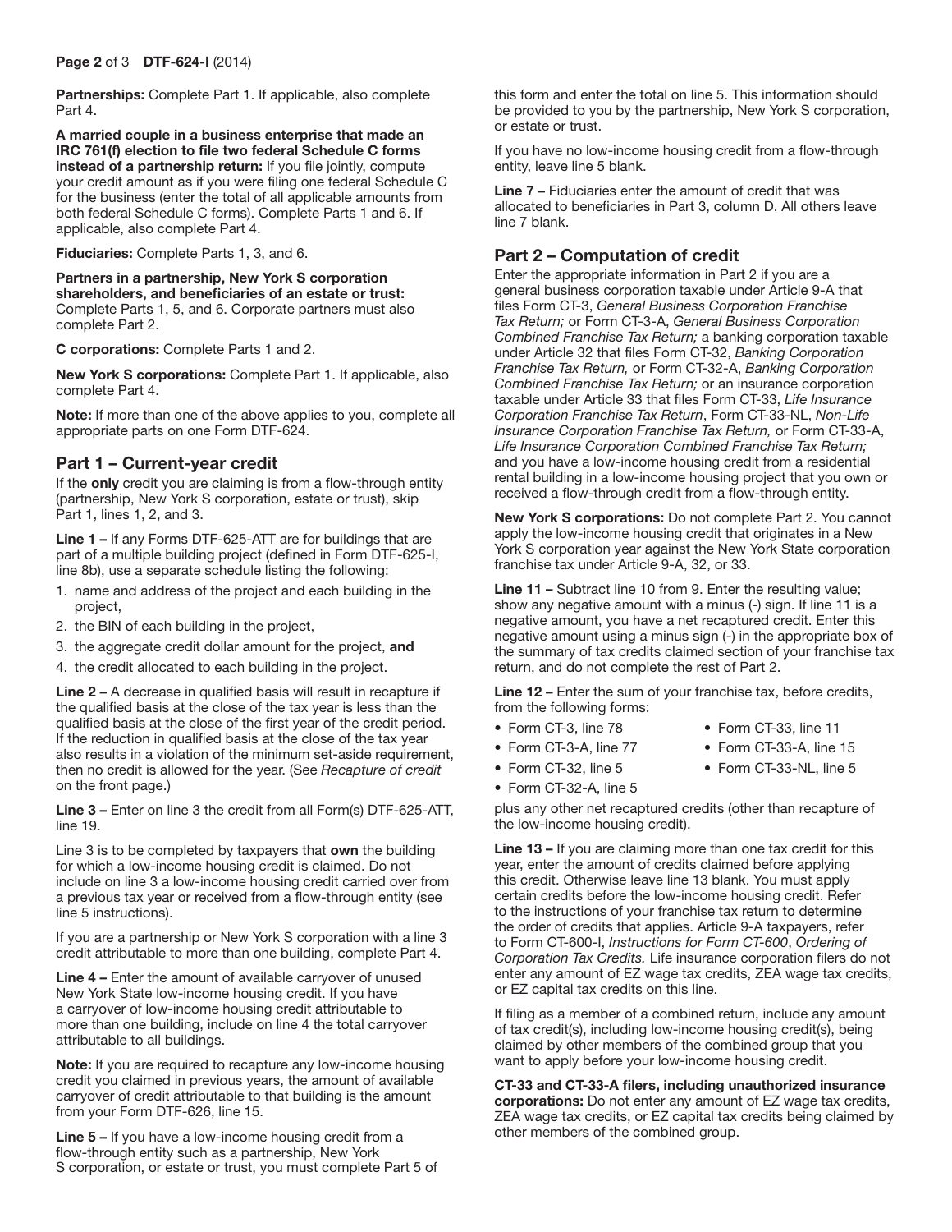**Partnerships:** Complete Part 1. If applicable, also complete Part 4.

**A married couple in a business enterprise that made an IRC 761(f) election to file two federal Schedule C forms instead of a partnership return:** If you file jointly, compute your credit amount as if you were filing one federal Schedule C for the business (enter the total of all applicable amounts from both federal Schedule C forms). Complete Parts 1 and 6. If applicable, also complete Part 4.

**Fiduciaries:** Complete Parts 1, 3, and 6.

**Partners in a partnership, New York S corporation shareholders, and beneficiaries of an estate or trust:** Complete Parts 1, 5, and 6. Corporate partners must also complete Part 2.

**C corporations:** Complete Parts 1 and 2.

**New York S corporations:** Complete Part 1. If applicable, also complete Part 4.

**Note:** If more than one of the above applies to you, complete all appropriate parts on one Form DTF-624.

## Part 1 – Current-year credit

If the **only** credit you are claiming is from a flow-through entity (partnership, New York S corporation, estate or trust), skip Part 1, lines 1, 2, and 3.

**Line 1 –** If any Forms DTF-625-ATT are for buildings that are part of a multiple building project (defined in Form DTF-625-I, line 8b), use a separate schedule listing the following:

1. name and address of the project and each building in the project,
2. the BIN of each building in the project,
3. the aggregate credit dollar amount for the project, **and**
4. the credit allocated to each building in the project.

**Line 2 –** A decrease in qualified basis will result in recapture if the qualified basis at the close of the tax year is less than the qualified basis at the close of the first year of the credit period. If the reduction in qualified basis at the close of the tax year also results in a violation of the minimum set-aside requirement, then no credit is allowed for the year. (See *Recapture of credit* on the front page.)

**Line 3 –** Enter on line 3 the credit from all Form(s) DTF-625-ATT, line 19.

Line 3 is to be completed by taxpayers that **own** the building for which a low-income housing credit is claimed. Do not include on line 3 a low-income housing credit carried over from a previous tax year or received from a flow-through entity (see line 5 instructions).

If you are a partnership or New York S corporation with a line 3 credit attributable to more than one building, complete Part 4.

**Line 4 –** Enter the amount of available carryover of unused New York State low-income housing credit. If you have a carryover of low-income housing credit attributable to more than one building, include on line 4 the total carryover attributable to all buildings.

**Note:** If you are required to recapture any low-income housing credit you claimed in previous years, the amount of available carryover of credit attributable to that building is the amount from your Form DTF-626, line 15.

**Line 5 –** If you have a low-income housing credit from a flow-through entity such as a partnership, New York S corporation, or estate or trust, you must complete Part 5 of this form and enter the total on line 5. This information should be provided to you by the partnership, New York S corporation, or estate or trust.

If you have no low-income housing credit from a flow-through entity, leave line 5 blank.

**Line 7 –** Fiduciaries enter the amount of credit that was allocated to beneficiaries in Part 3, column D. All others leave line 7 blank.

## Part 2 – Computation of credit

Enter the appropriate information in Part 2 if you are a general business corporation taxable under Article 9-A that files Form CT-3, *General Business Corporation Franchise Tax Return;* or Form CT-3-A, *General Business Corporation Combined Franchise Tax Return;* a banking corporation taxable under Article 32 that files Form CT-32, *Banking Corporation Franchise Tax Return,* or Form CT-32-A, *Banking Corporation Combined Franchise Tax Return;* or an insurance corporation taxable under Article 33 that files Form CT-33, *Life Insurance Corporation Franchise Tax Return*, Form CT-33-NL, *Non-Life Insurance Corporation Franchise Tax Return,* or Form CT-33-A, *Life Insurance Corporation Combined Franchise Tax Return;* and you have a low-income housing credit from a residential rental building in a low-income housing project that you own or received a flow-through credit from a flow-through entity.

**New York S corporations:** Do not complete Part 2. You cannot apply the low-income housing credit that originates in a New York S corporation year against the New York State corporation franchise tax under Article 9-A, 32, or 33.

**Line 11 –** Subtract line 10 from 9. Enter the resulting value; show any negative amount with a minus (-) sign. If line 11 is a negative amount, you have a net recaptured credit. Enter this negative amount using a minus sign (-) in the appropriate box of the summary of tax credits claimed section of your franchise tax return, and do not complete the rest of Part 2.

**Line 12 –** Enter the sum of your franchise tax, before credits, from the following forms:

- Form CT-3, line 78
- Form CT-3-A, line 77
- Form CT-32, line 5
- Form CT-32-A, line 5
- Form CT-33, line 11
- Form CT-33-A, line 15
- Form CT-33-NL, line 5

plus any other net recaptured credits (other than recapture of the low-income housing credit).

**Line 13 –** If you are claiming more than one tax credit for this year, enter the amount of credits claimed before applying this credit. Otherwise leave line 13 blank. You must apply certain credits before the low-income housing credit. Refer to the instructions of your franchise tax return to determine the order of credits that applies. Article 9-A taxpayers, refer to Form CT-600-I, *Instructions for Form CT-600*, *Ordering of Corporation Tax Credits.* Life insurance corporation filers do not enter any amount of EZ wage tax credits, ZEA wage tax credits, or EZ capital tax credits on this line.

If filing as a member of a combined return, include any amount of tax credit(s), including low-income housing credit(s), being claimed by other members of the combined group that you want to apply before your low-income housing credit.

**CT-33 and CT-33-A filers, including unauthorized insurance corporations:** Do not enter any amount of EZ wage tax credits, ZEA wage tax credits, or EZ capital tax credits being claimed by other members of the combined group.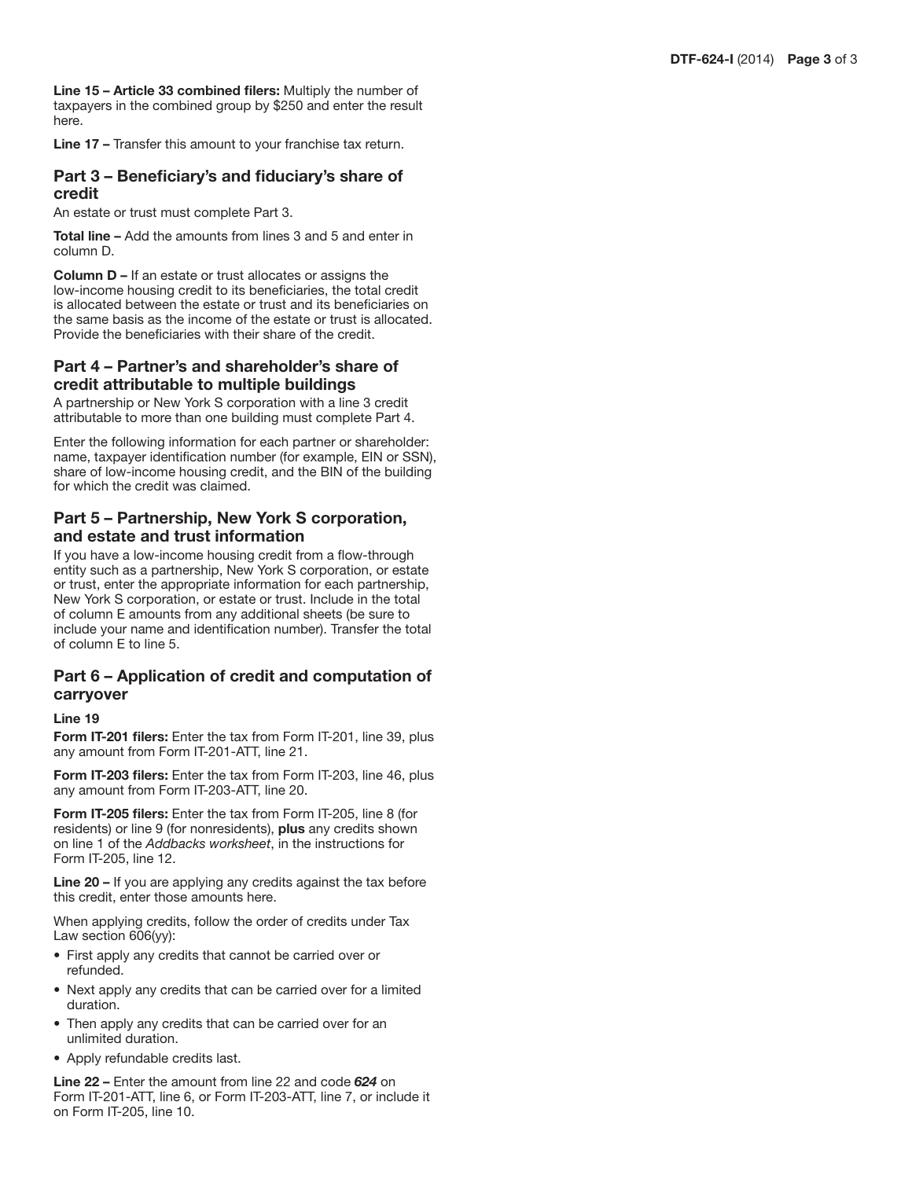**Line 15 – Article 33 combined filers:** Multiply the number of taxpayers in the combined group by $250 and enter the result here.

**Line 17 –** Transfer this amount to your franchise tax return.

## Part 3 – Beneficiary's and fiduciary's share of credit

An estate or trust must complete Part 3.

**Total line –** Add the amounts from lines 3 and 5 and enter in column D.

**Column D –** If an estate or trust allocates or assigns the low-income housing credit to its beneficiaries, the total credit is allocated between the estate or trust and its beneficiaries on the same basis as the income of the estate or trust is allocated. Provide the beneficiaries with their share of the credit.

## Part 4 – Partner's and shareholder's share of credit attributable to multiple buildings

A partnership or New York S corporation with a line 3 credit attributable to more than one building must complete Part 4.

Enter the following information for each partner or shareholder: name, taxpayer identification number (for example, EIN or SSN), share of low-income housing credit, and the BIN of the building for which the credit was claimed.

## Part 5 – Partnership, New York S corporation, and estate and trust information

If you have a low-income housing credit from a flow-through entity such as a partnership, New York S corporation, or estate or trust, enter the appropriate information for each partnership, New York S corporation, or estate or trust. Include in the total of column E amounts from any additional sheets (be sure to include your name and identification number). Transfer the total of column E to line 5.

## Part 6 – Application of credit and computation of carryover

**Line 19**

**Form IT-201 filers:** Enter the tax from Form IT-201, line 39, plus any amount from Form IT-201-ATT, line 21.

**Form IT-203 filers:** Enter the tax from Form IT-203, line 46, plus any amount from Form IT-203-ATT, line 20.

**Form IT-205 filers:** Enter the tax from Form IT-205, line 8 (for residents) or line 9 (for nonresidents), **plus** any credits shown on line 1 of the *Addbacks worksheet*, in the instructions for Form IT-205, line 12.

**Line 20 –** If you are applying any credits against the tax before this credit, enter those amounts here.

When applying credits, follow the order of credits under Tax Law section 606(yy):

- First apply any credits that cannot be carried over or refunded.
- Next apply any credits that can be carried over for a limited duration.
- Then apply any credits that can be carried over for an unlimited duration.
- Apply refundable credits last.

**Line 22 –** Enter the amount from line 22 and code ***624*** on Form IT-201-ATT, line 6, or Form IT-203-ATT, line 7, or include it on Form IT-205, line 10.